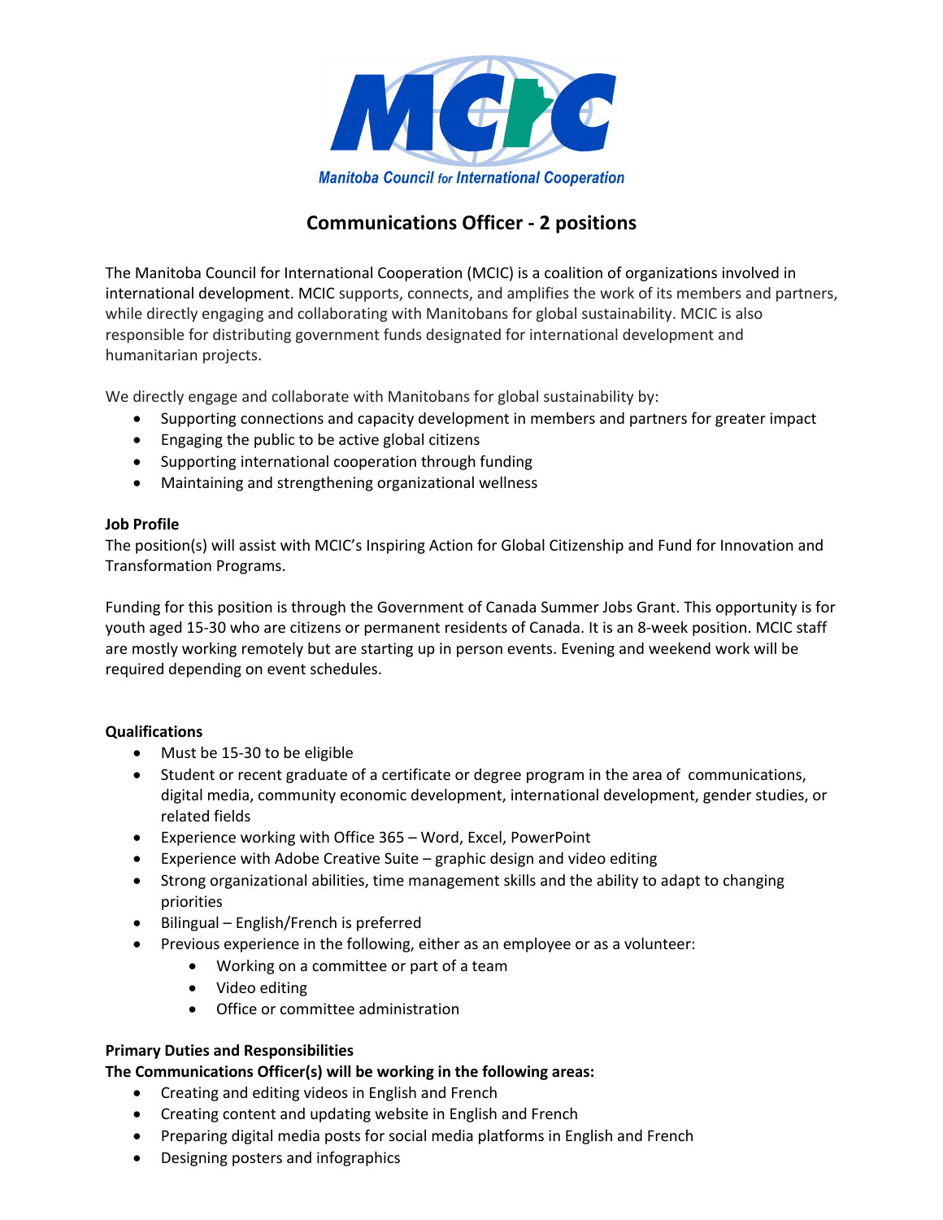Manitoba Council for International Cooperation

# Communications Officer - 2 positions

The Manitoba Council for International Cooperation (MCIC) is a coalition of organizations involved in international development. MCIC supports, connects, and amplifies the work of its members and partners, while directly engaging and collaborating with Manitobans for global sustainability. MCIC is also responsible for distributing government funds designated for international development and humanitarian projects.

We directly engage and collaborate with Manitobans for global sustainability by:

- Supporting connections and capacity development in members and partners for greater impact
- Engaging the public to be active global citizens
- Supporting international cooperation through funding
- Maintaining and strengthening organizational wellness

**Job Profile**

The position(s) will assist with MCIC's Inspiring Action for Global Citizenship and Fund for Innovation and Transformation Programs.

Funding for this position is through the Government of Canada Summer Jobs Grant. This opportunity is for youth aged 15-30 who are citizens or permanent residents of Canada. It is an 8-week position. MCIC staff are mostly working remotely but are starting up in person events. Evening and weekend work will be required depending on event schedules.

**Qualifications**

- Must be 15-30 to be eligible
- Student or recent graduate of a certificate or degree program in the area of communications, digital media, community economic development, international development, gender studies, or related fields
- Experience working with Office 365 – Word, Excel, PowerPoint
- Experience with Adobe Creative Suite – graphic design and video editing
- Strong organizational abilities, time management skills and the ability to adapt to changing priorities
- Bilingual – English/French is preferred
- Previous experience in the following, either as an employee or as a volunteer:
    - Working on a committee or part of a team
    - Video editing
    - Office or committee administration

**Primary Duties and Responsibilities**

**The Communications Officer(s) will be working in the following areas:**

- Creating and editing videos in English and French
- Creating content and updating website in English and French
- Preparing digital media posts for social media platforms in English and French
- Designing posters and infographics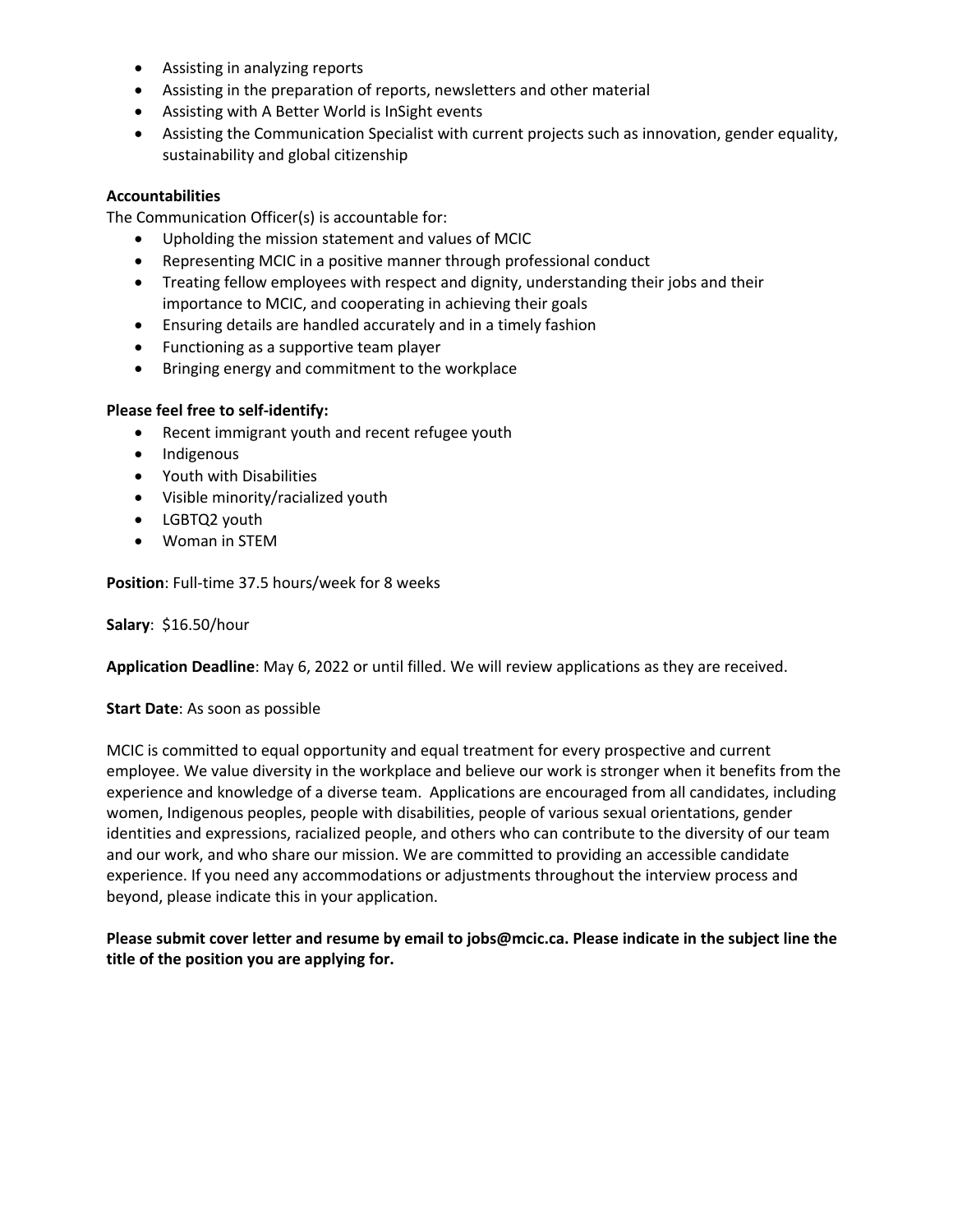- Assisting in analyzing reports
- Assisting in the preparation of reports, newsletters and other material
- Assisting with A Better World is InSight events
- Assisting the Communication Specialist with current projects such as innovation, gender equality, sustainability and global citizenship

**Accountabilities**

The Communication Officer(s) is accountable for:

- Upholding the mission statement and values of MCIC
- Representing MCIC in a positive manner through professional conduct
- Treating fellow employees with respect and dignity, understanding their jobs and their importance to MCIC, and cooperating in achieving their goals
- Ensuring details are handled accurately and in a timely fashion
- Functioning as a supportive team player
- Bringing energy and commitment to the workplace

**Please feel free to self-identify:**

- Recent immigrant youth and recent refugee youth
- Indigenous
- Youth with Disabilities
- Visible minority/racialized youth
- LGBTQ2 youth
- Woman in STEM

**Position**: Full-time 37.5 hours/week for 8 weeks

**Salary**: $16.50/hour

**Application Deadline**: May 6, 2022 or until filled. We will review applications as they are received.

**Start Date**: As soon as possible

MCIC is committed to equal opportunity and equal treatment for every prospective and current employee. We value diversity in the workplace and believe our work is stronger when it benefits from the experience and knowledge of a diverse team. Applications are encouraged from all candidates, including women, Indigenous peoples, people with disabilities, people of various sexual orientations, gender identities and expressions, racialized people, and others who can contribute to the diversity of our team and our work, and who share our mission. We are committed to providing an accessible candidate experience. If you need any accommodations or adjustments throughout the interview process and beyond, please indicate this in your application.

**Please submit cover letter and resume by email to jobs@mcic.ca. Please indicate in the subject line the title of the position you are applying for.**